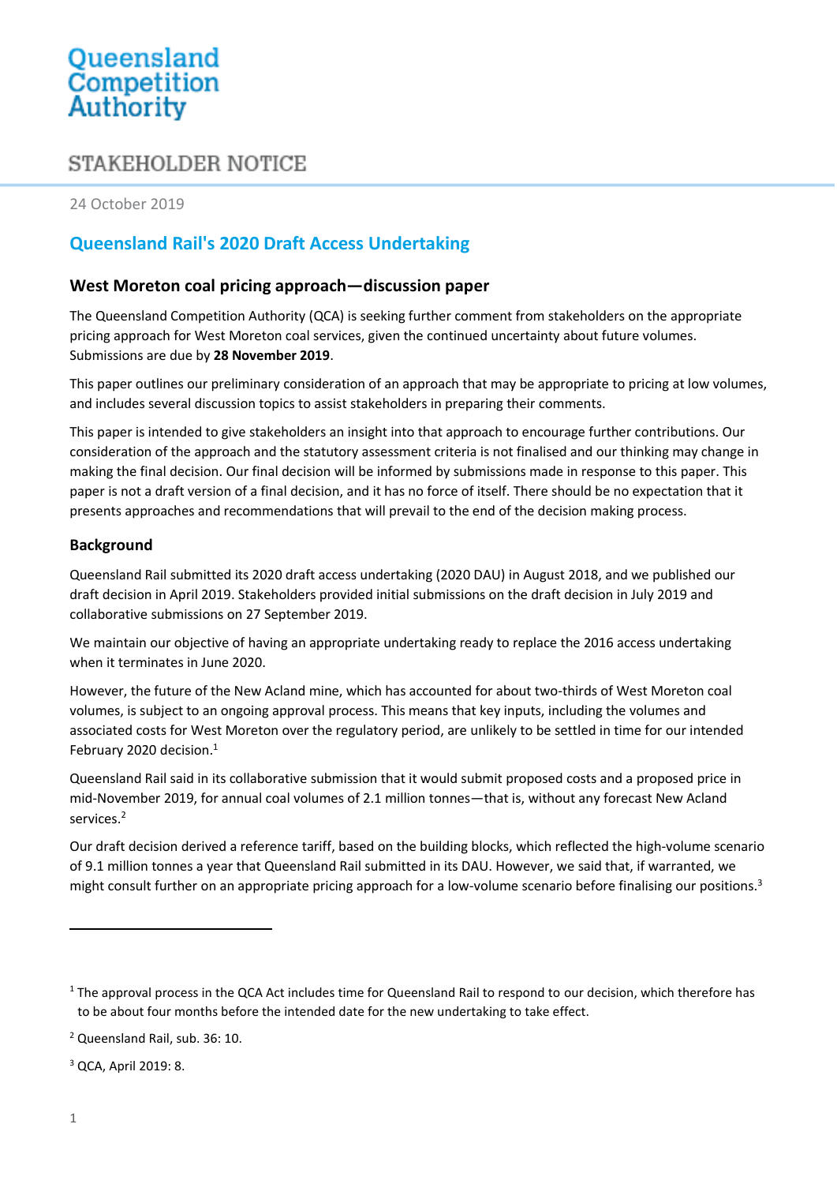# Queensland Competition Authority

STAKEHOLDER NOTICE

24 October 2019

## Queensland Rail's 2020 Draft Access Undertaking

### West Moreton coal pricing approach—discussion paper

The Queensland Competition Authority (QCA) is seeking further comment from stakeholders on the appropriate pricing approach for West Moreton coal services, given the continued uncertainty about future volumes. Submissions are due by **28 November 2019**.

This paper outlines our preliminary consideration of an approach that may be appropriate to pricing at low volumes, and includes several discussion topics to assist stakeholders in preparing their comments.

This paper is intended to give stakeholders an insight into that approach to encourage further contributions. Our consideration of the approach and the statutory assessment criteria is not finalised and our thinking may change in making the final decision. Our final decision will be informed by submissions made in response to this paper. This paper is not a draft version of a final decision, and it has no force of itself. There should be no expectation that it presents approaches and recommendations that will prevail to the end of the decision making process.

### Background

Queensland Rail submitted its 2020 draft access undertaking (2020 DAU) in August 2018, and we published our draft decision in April 2019. Stakeholders provided initial submissions on the draft decision in July 2019 and collaborative submissions on 27 September 2019.

We maintain our objective of having an appropriate undertaking ready to replace the 2016 access undertaking when it terminates in June 2020.

However, the future of the New Acland mine, which has accounted for about two-thirds of West Moreton coal volumes, is subject to an ongoing approval process. This means that key inputs, including the volumes and associated costs for West Moreton over the regulatory period, are unlikely to be settled in time for our intended February 2020 decision.[1]

Queensland Rail said in its collaborative submission that it would submit proposed costs and a proposed price in mid-November 2019, for annual coal volumes of 2.1 million tonnes—that is, without any forecast New Acland services.[2]

Our draft decision derived a reference tariff, based on the building blocks, which reflected the high-volume scenario of 9.1 million tonnes a year that Queensland Rail submitted in its DAU. However, we said that, if warranted, we might consult further on an appropriate pricing approach for a low-volume scenario before finalising our positions.[3]

---

[1] The approval process in the QCA Act includes time for Queensland Rail to respond to our decision, which therefore has to be about four months before the intended date for the new undertaking to take effect.

[2] Queensland Rail, sub. 36: 10.

[3] QCA, April 2019: 8.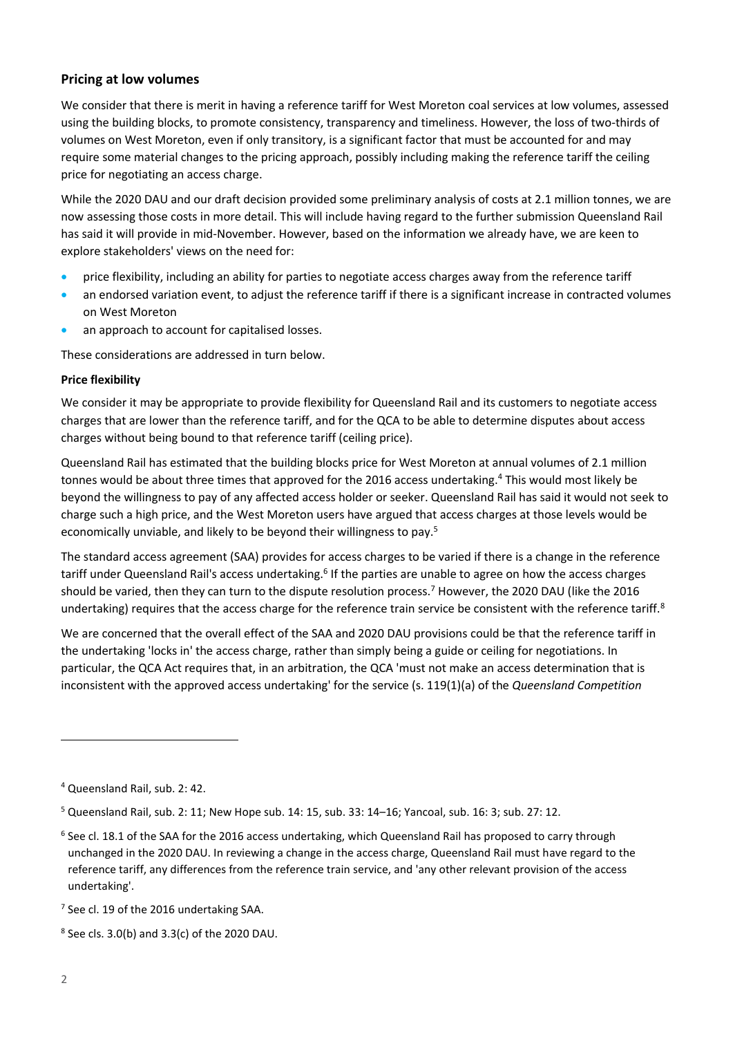## Pricing at low volumes

We consider that there is merit in having a reference tariff for West Moreton coal services at low volumes, assessed using the building blocks, to promote consistency, transparency and timeliness. However, the loss of two-thirds of volumes on West Moreton, even if only transitory, is a significant factor that must be accounted for and may require some material changes to the pricing approach, possibly including making the reference tariff the ceiling price for negotiating an access charge.

While the 2020 DAU and our draft decision provided some preliminary analysis of costs at 2.1 million tonnes, we are now assessing those costs in more detail. This will include having regard to the further submission Queensland Rail has said it will provide in mid-November. However, based on the information we already have, we are keen to explore stakeholders' views on the need for:

- price flexibility, including an ability for parties to negotiate access charges away from the reference tariff
- an endorsed variation event, to adjust the reference tariff if there is a significant increase in contracted volumes on West Moreton
- an approach to account for capitalised losses.

These considerations are addressed in turn below.

#### Price flexibility

We consider it may be appropriate to provide flexibility for Queensland Rail and its customers to negotiate access charges that are lower than the reference tariff, and for the QCA to be able to determine disputes about access charges without being bound to that reference tariff (ceiling price).

Queensland Rail has estimated that the building blocks price for West Moreton at annual volumes of 2.1 million tonnes would be about three times that approved for the 2016 access undertaking.[4] This would most likely be beyond the willingness to pay of any affected access holder or seeker. Queensland Rail has said it would not seek to charge such a high price, and the West Moreton users have argued that access charges at those levels would be economically unviable, and likely to be beyond their willingness to pay.[5]

The standard access agreement (SAA) provides for access charges to be varied if there is a change in the reference tariff under Queensland Rail's access undertaking.[6] If the parties are unable to agree on how the access charges should be varied, then they can turn to the dispute resolution process.[7] However, the 2020 DAU (like the 2016 undertaking) requires that the access charge for the reference train service be consistent with the reference tariff.[8]

We are concerned that the overall effect of the SAA and 2020 DAU provisions could be that the reference tariff in the undertaking 'locks in' the access charge, rather than simply being a guide or ceiling for negotiations. In particular, the QCA Act requires that, in an arbitration, the QCA 'must not make an access determination that is inconsistent with the approved access undertaking' for the service (s. 119(1)(a) of the *Queensland Competition*

---

[4] Queensland Rail, sub. 2: 42.

[5] Queensland Rail, sub. 2: 11; New Hope sub. 14: 15, sub. 33: 14–16; Yancoal, sub. 16: 3; sub. 27: 12.

[6] See cl. 18.1 of the SAA for the 2016 access undertaking, which Queensland Rail has proposed to carry through unchanged in the 2020 DAU. In reviewing a change in the access charge, Queensland Rail must have regard to the reference tariff, any differences from the reference train service, and 'any other relevant provision of the access undertaking'.

[7] See cl. 19 of the 2016 undertaking SAA.

[8] See cls. 3.0(b) and 3.3(c) of the 2020 DAU.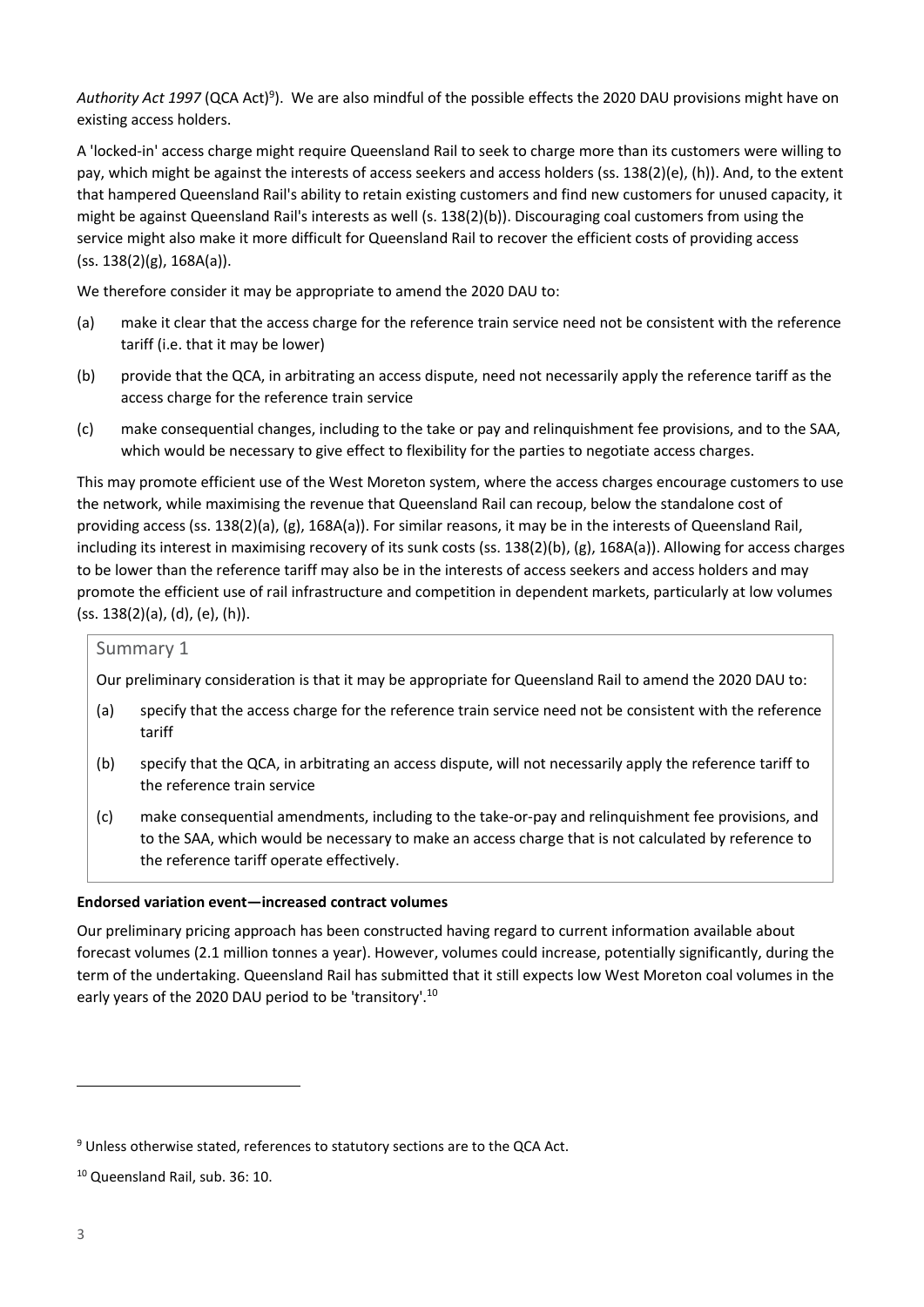*Authority Act 1997* (QCA Act)[9]). We are also mindful of the possible effects the 2020 DAU provisions might have on existing access holders.

A 'locked-in' access charge might require Queensland Rail to seek to charge more than its customers were willing to pay, which might be against the interests of access seekers and access holders (ss. 138(2)(e), (h)). And, to the extent that hampered Queensland Rail's ability to retain existing customers and find new customers for unused capacity, it might be against Queensland Rail's interests as well (s. 138(2)(b)). Discouraging coal customers from using the service might also make it more difficult for Queensland Rail to recover the efficient costs of providing access (ss. 138(2)(g), 168A(a)).

We therefore consider it may be appropriate to amend the 2020 DAU to:

(a) make it clear that the access charge for the reference train service need not be consistent with the reference tariff (i.e. that it may be lower)

(b) provide that the QCA, in arbitrating an access dispute, need not necessarily apply the reference tariff as the access charge for the reference train service

(c) make consequential changes, including to the take or pay and relinquishment fee provisions, and to the SAA, which would be necessary to give effect to flexibility for the parties to negotiate access charges.

This may promote efficient use of the West Moreton system, where the access charges encourage customers to use the network, while maximising the revenue that Queensland Rail can recoup, below the standalone cost of providing access (ss. 138(2)(a), (g), 168A(a)). For similar reasons, it may be in the interests of Queensland Rail, including its interest in maximising recovery of its sunk costs (ss. 138(2)(b), (g), 168A(a)). Allowing for access charges to be lower than the reference tariff may also be in the interests of access seekers and access holders and may promote the efficient use of rail infrastructure and competition in dependent markets, particularly at low volumes (ss. 138(2)(a), (d), (e), (h)).

> Summary 1
>
> Our preliminary consideration is that it may be appropriate for Queensland Rail to amend the 2020 DAU to:
>
> (a) specify that the access charge for the reference train service need not be consistent with the reference tariff
>
> (b) specify that the QCA, in arbitrating an access dispute, will not necessarily apply the reference tariff to the reference train service
>
> (c) make consequential amendments, including to the take-or-pay and relinquishment fee provisions, and to the SAA, which would be necessary to make an access charge that is not calculated by reference to the reference tariff operate effectively.

**Endorsed variation event—increased contract volumes**

Our preliminary pricing approach has been constructed having regard to current information available about forecast volumes (2.1 million tonnes a year). However, volumes could increase, potentially significantly, during the term of the undertaking. Queensland Rail has submitted that it still expects low West Moreton coal volumes in the early years of the 2020 DAU period to be 'transitory'.[10]

---

[9] Unless otherwise stated, references to statutory sections are to the QCA Act.

[10] Queensland Rail, sub. 36: 10.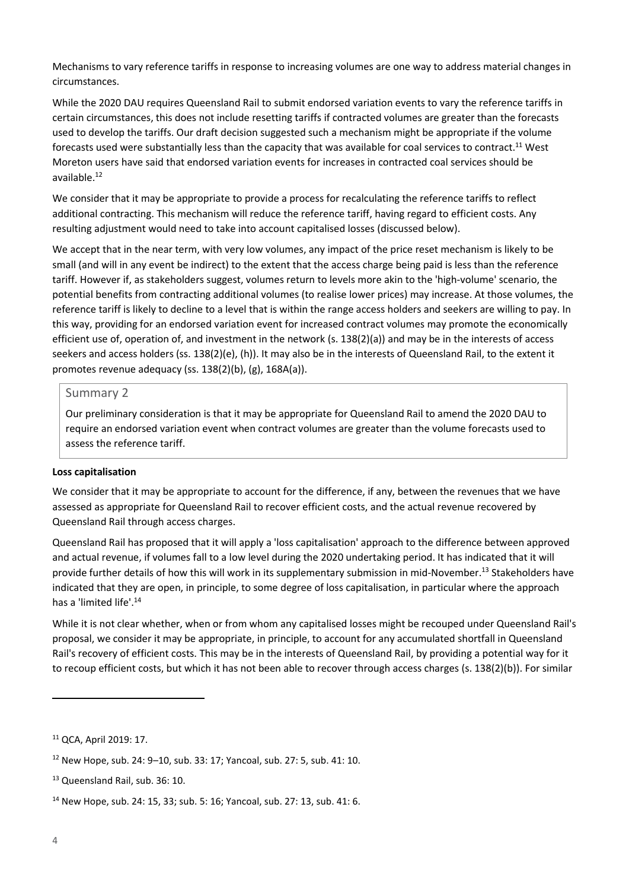Mechanisms to vary reference tariffs in response to increasing volumes are one way to address material changes in circumstances.

While the 2020 DAU requires Queensland Rail to submit endorsed variation events to vary the reference tariffs in certain circumstances, this does not include resetting tariffs if contracted volumes are greater than the forecasts used to develop the tariffs. Our draft decision suggested such a mechanism might be appropriate if the volume forecasts used were substantially less than the capacity that was available for coal services to contract.[11] West Moreton users have said that endorsed variation events for increases in contracted coal services should be available.[12]

We consider that it may be appropriate to provide a process for recalculating the reference tariffs to reflect additional contracting. This mechanism will reduce the reference tariff, having regard to efficient costs. Any resulting adjustment would need to take into account capitalised losses (discussed below).

We accept that in the near term, with very low volumes, any impact of the price reset mechanism is likely to be small (and will in any event be indirect) to the extent that the access charge being paid is less than the reference tariff. However if, as stakeholders suggest, volumes return to levels more akin to the 'high-volume' scenario, the potential benefits from contracting additional volumes (to realise lower prices) may increase. At those volumes, the reference tariff is likely to decline to a level that is within the range access holders and seekers are willing to pay. In this way, providing for an endorsed variation event for increased contract volumes may promote the economically efficient use of, operation of, and investment in the network (s. 138(2)(a)) and may be in the interests of access seekers and access holders (ss. 138(2)(e), (h)). It may also be in the interests of Queensland Rail, to the extent it promotes revenue adequacy (ss. 138(2)(b), (g), 168A(a)).

> **Summary 2**
>
> Our preliminary consideration is that it may be appropriate for Queensland Rail to amend the 2020 DAU to require an endorsed variation event when contract volumes are greater than the volume forecasts used to assess the reference tariff.

**Loss capitalisation**

We consider that it may be appropriate to account for the difference, if any, between the revenues that we have assessed as appropriate for Queensland Rail to recover efficient costs, and the actual revenue recovered by Queensland Rail through access charges.

Queensland Rail has proposed that it will apply a 'loss capitalisation' approach to the difference between approved and actual revenue, if volumes fall to a low level during the 2020 undertaking period. It has indicated that it will provide further details of how this will work in its supplementary submission in mid-November.[13] Stakeholders have indicated that they are open, in principle, to some degree of loss capitalisation, in particular where the approach has a 'limited life'.[14]

While it is not clear whether, when or from whom any capitalised losses might be recouped under Queensland Rail's proposal, we consider it may be appropriate, in principle, to account for any accumulated shortfall in Queensland Rail's recovery of efficient costs. This may be in the interests of Queensland Rail, by providing a potential way for it to recoup efficient costs, but which it has not been able to recover through access charges (s. 138(2)(b)). For similar

---

[11] QCA, April 2019: 17.

[12] New Hope, sub. 24: 9–10, sub. 33: 17; Yancoal, sub. 27: 5, sub. 41: 10.

[13] Queensland Rail, sub. 36: 10.

[14] New Hope, sub. 24: 15, 33; sub. 5: 16; Yancoal, sub. 27: 13, sub. 41: 6.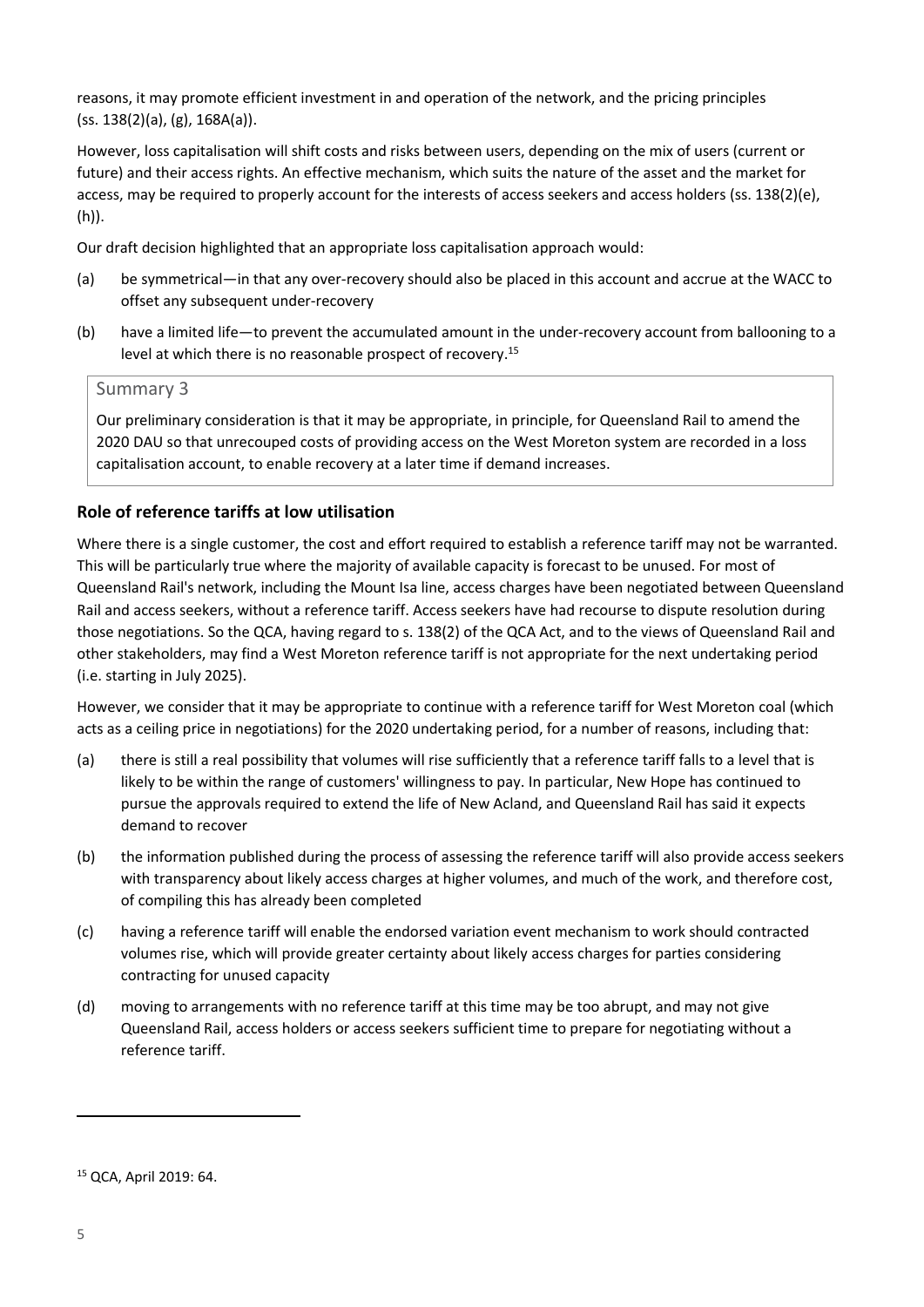reasons, it may promote efficient investment in and operation of the network, and the pricing principles (ss. 138(2)(a), (g), 168A(a)).

However, loss capitalisation will shift costs and risks between users, depending on the mix of users (current or future) and their access rights. An effective mechanism, which suits the nature of the asset and the market for access, may be required to properly account for the interests of access seekers and access holders (ss. 138(2)(e), (h)).

Our draft decision highlighted that an appropriate loss capitalisation approach would:

(a) be symmetrical—in that any over-recovery should also be placed in this account and accrue at the WACC to offset any subsequent under-recovery

(b) have a limited life—to prevent the accumulated amount in the under-recovery account from ballooning to a level at which there is no reasonable prospect of recovery.[15]

> **Summary 3**
>
> Our preliminary consideration is that it may be appropriate, in principle, for Queensland Rail to amend the 2020 DAU so that unrecouped costs of providing access on the West Moreton system are recorded in a loss capitalisation account, to enable recovery at a later time if demand increases.

### Role of reference tariffs at low utilisation

Where there is a single customer, the cost and effort required to establish a reference tariff may not be warranted. This will be particularly true where the majority of available capacity is forecast to be unused. For most of Queensland Rail's network, including the Mount Isa line, access charges have been negotiated between Queensland Rail and access seekers, without a reference tariff. Access seekers have had recourse to dispute resolution during those negotiations. So the QCA, having regard to s. 138(2) of the QCA Act, and to the views of Queensland Rail and other stakeholders, may find a West Moreton reference tariff is not appropriate for the next undertaking period (i.e. starting in July 2025).

However, we consider that it may be appropriate to continue with a reference tariff for West Moreton coal (which acts as a ceiling price in negotiations) for the 2020 undertaking period, for a number of reasons, including that:

(a) there is still a real possibility that volumes will rise sufficiently that a reference tariff falls to a level that is likely to be within the range of customers' willingness to pay. In particular, New Hope has continued to pursue the approvals required to extend the life of New Acland, and Queensland Rail has said it expects demand to recover

(b) the information published during the process of assessing the reference tariff will also provide access seekers with transparency about likely access charges at higher volumes, and much of the work, and therefore cost, of compiling this has already been completed

(c) having a reference tariff will enable the endorsed variation event mechanism to work should contracted volumes rise, which will provide greater certainty about likely access charges for parties considering contracting for unused capacity

(d) moving to arrangements with no reference tariff at this time may be too abrupt, and may not give Queensland Rail, access holders or access seekers sufficient time to prepare for negotiating without a reference tariff.

---

[15] QCA, April 2019: 64.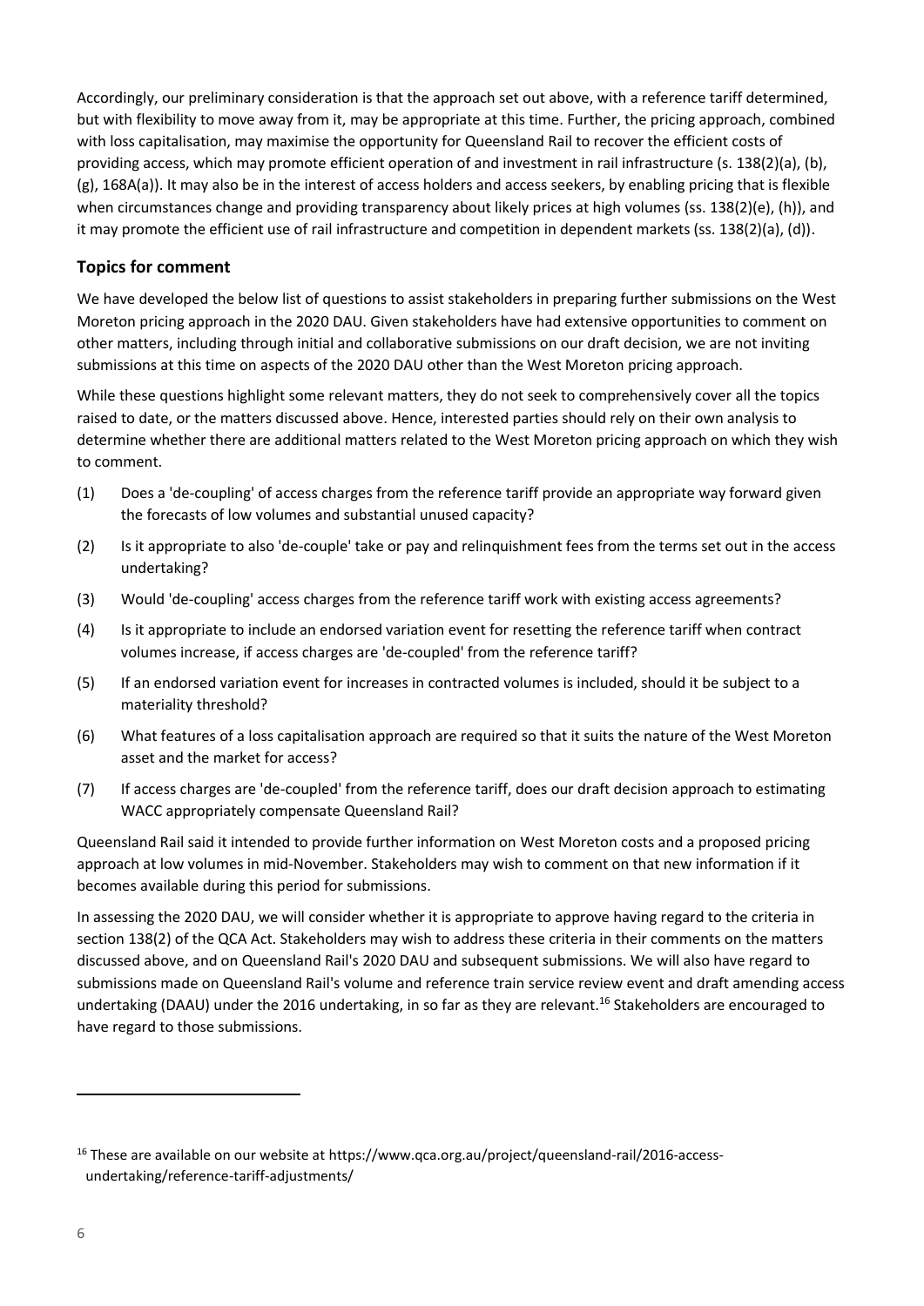Accordingly, our preliminary consideration is that the approach set out above, with a reference tariff determined, but with flexibility to move away from it, may be appropriate at this time. Further, the pricing approach, combined with loss capitalisation, may maximise the opportunity for Queensland Rail to recover the efficient costs of providing access, which may promote efficient operation of and investment in rail infrastructure (s. 138(2)(a), (b), (g), 168A(a)). It may also be in the interest of access holders and access seekers, by enabling pricing that is flexible when circumstances change and providing transparency about likely prices at high volumes (ss. 138(2)(e), (h)), and it may promote the efficient use of rail infrastructure and competition in dependent markets (ss. 138(2)(a), (d)).

## Topics for comment

We have developed the below list of questions to assist stakeholders in preparing further submissions on the West Moreton pricing approach in the 2020 DAU. Given stakeholders have had extensive opportunities to comment on other matters, including through initial and collaborative submissions on our draft decision, we are not inviting submissions at this time on aspects of the 2020 DAU other than the West Moreton pricing approach.

While these questions highlight some relevant matters, they do not seek to comprehensively cover all the topics raised to date, or the matters discussed above. Hence, interested parties should rely on their own analysis to determine whether there are additional matters related to the West Moreton pricing approach on which they wish to comment.

(1) Does a 'de-coupling' of access charges from the reference tariff provide an appropriate way forward given the forecasts of low volumes and substantial unused capacity?

(2) Is it appropriate to also 'de-couple' take or pay and relinquishment fees from the terms set out in the access undertaking?

(3) Would 'de-coupling' access charges from the reference tariff work with existing access agreements?

(4) Is it appropriate to include an endorsed variation event for resetting the reference tariff when contract volumes increase, if access charges are 'de-coupled' from the reference tariff?

(5) If an endorsed variation event for increases in contracted volumes is included, should it be subject to a materiality threshold?

(6) What features of a loss capitalisation approach are required so that it suits the nature of the West Moreton asset and the market for access?

(7) If access charges are 'de-coupled' from the reference tariff, does our draft decision approach to estimating WACC appropriately compensate Queensland Rail?

Queensland Rail said it intended to provide further information on West Moreton costs and a proposed pricing approach at low volumes in mid-November. Stakeholders may wish to comment on that new information if it becomes available during this period for submissions.

In assessing the 2020 DAU, we will consider whether it is appropriate to approve having regard to the criteria in section 138(2) of the QCA Act. Stakeholders may wish to address these criteria in their comments on the matters discussed above, and on Queensland Rail's 2020 DAU and subsequent submissions. We will also have regard to submissions made on Queensland Rail's volume and reference train service review event and draft amending access undertaking (DAAU) under the 2016 undertaking, in so far as they are relevant.[16] Stakeholders are encouraged to have regard to those submissions.

---

[16] These are available on our website at https://www.qca.org.au/project/queensland-rail/2016-access-undertaking/reference-tariff-adjustments/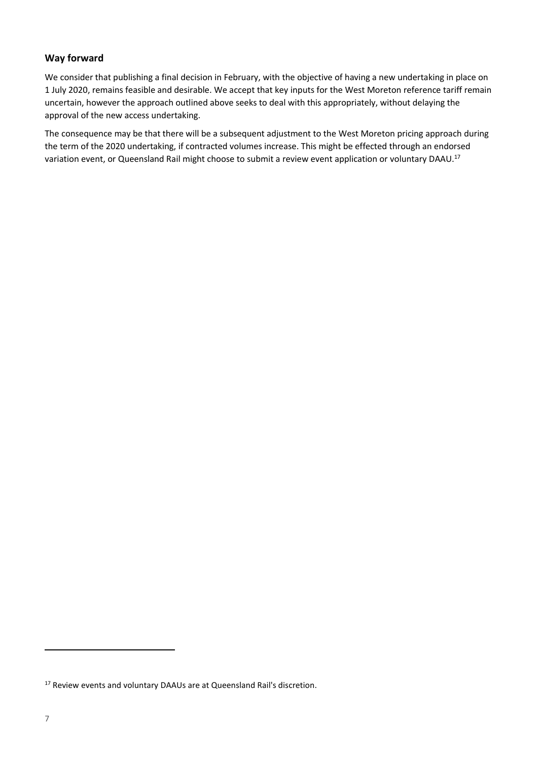### Way forward

We consider that publishing a final decision in February, with the objective of having a new undertaking in place on 1 July 2020, remains feasible and desirable. We accept that key inputs for the West Moreton reference tariff remain uncertain, however the approach outlined above seeks to deal with this appropriately, without delaying the approval of the new access undertaking.

The consequence may be that there will be a subsequent adjustment to the West Moreton pricing approach during the term of the 2020 undertaking, if contracted volumes increase. This might be effected through an endorsed variation event, or Queensland Rail might choose to submit a review event application or voluntary DAAU.[17]

[17] Review events and voluntary DAAUs are at Queensland Rail's discretion.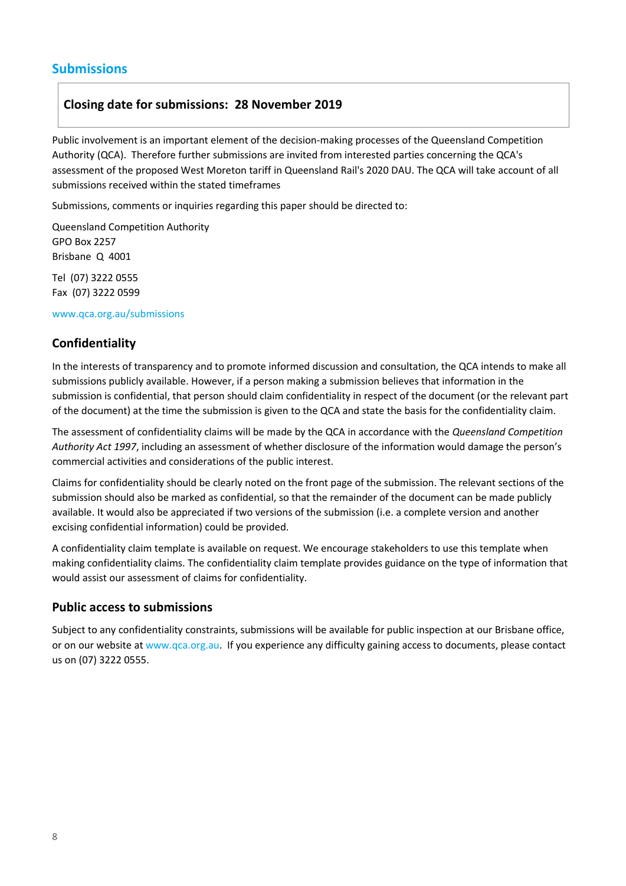## Submissions

**Closing date for submissions: 28 November 2019**

Public involvement is an important element of the decision-making processes of the Queensland Competition Authority (QCA). Therefore further submissions are invited from interested parties concerning the QCA's assessment of the proposed West Moreton tariff in Queensland Rail's 2020 DAU. The QCA will take account of all submissions received within the stated timeframes

Submissions, comments or inquiries regarding this paper should be directed to:

Queensland Competition Authority
GPO Box 2257
Brisbane Q 4001

Tel (07) 3222 0555
Fax (07) 3222 0599

www.qca.org.au/submissions

### Confidentiality

In the interests of transparency and to promote informed discussion and consultation, the QCA intends to make all submissions publicly available. However, if a person making a submission believes that information in the submission is confidential, that person should claim confidentiality in respect of the document (or the relevant part of the document) at the time the submission is given to the QCA and state the basis for the confidentiality claim.

The assessment of confidentiality claims will be made by the QCA in accordance with the *Queensland Competition Authority Act 1997*, including an assessment of whether disclosure of the information would damage the person's commercial activities and considerations of the public interest.

Claims for confidentiality should be clearly noted on the front page of the submission. The relevant sections of the submission should also be marked as confidential, so that the remainder of the document can be made publicly available. It would also be appreciated if two versions of the submission (i.e. a complete version and another excising confidential information) could be provided.

A confidentiality claim template is available on request. We encourage stakeholders to use this template when making confidentiality claims. The confidentiality claim template provides guidance on the type of information that would assist our assessment of claims for confidentiality.

### Public access to submissions

Subject to any confidentiality constraints, submissions will be available for public inspection at our Brisbane office, or on our website at www.qca.org.au. If you experience any difficulty gaining access to documents, please contact us on (07) 3222 0555.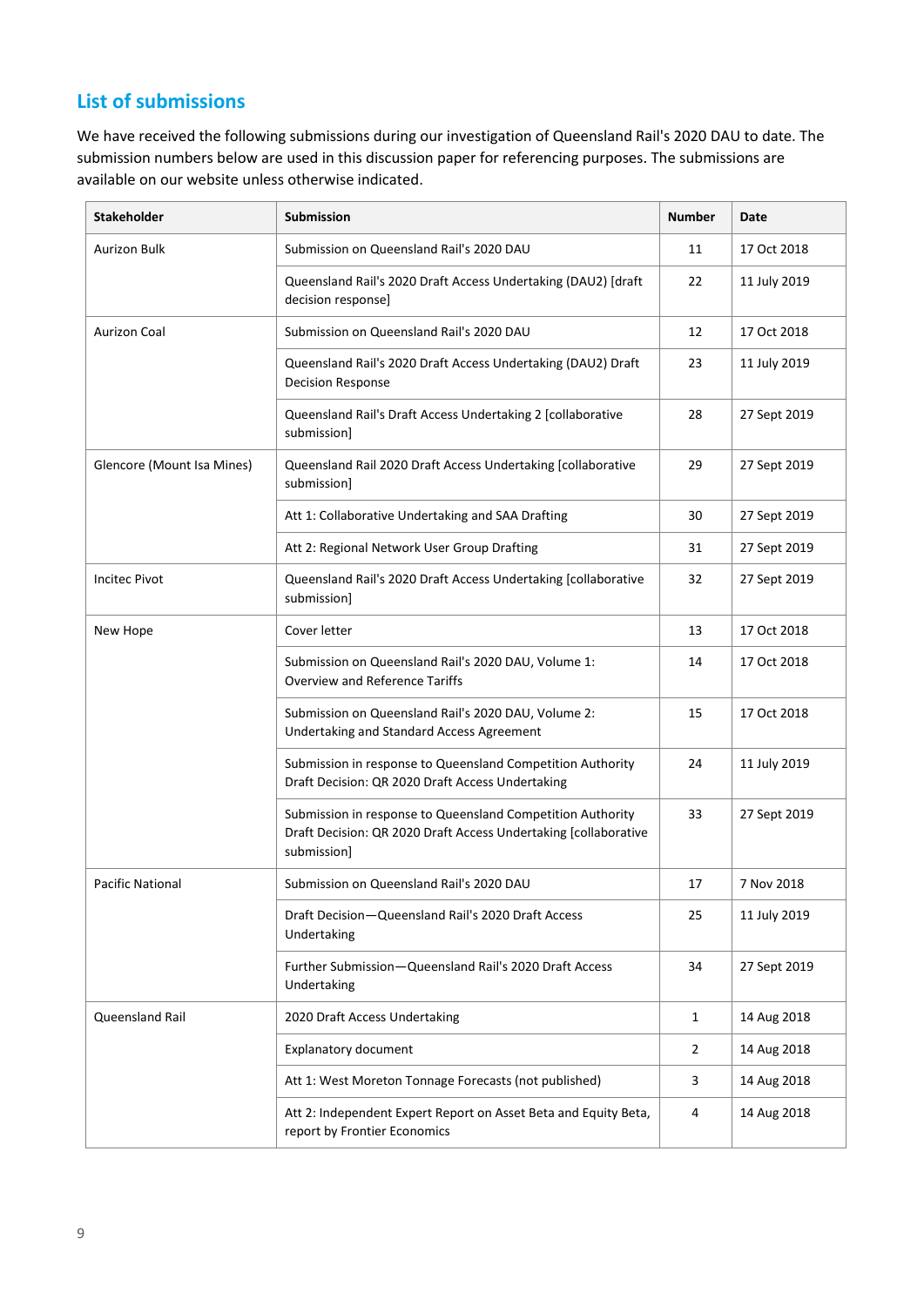## List of submissions

We have received the following submissions during our investigation of Queensland Rail's 2020 DAU to date. The submission numbers below are used in this discussion paper for referencing purposes. The submissions are available on our website unless otherwise indicated.

| Stakeholder | Submission | Number | Date |
|---|---|---|---|
| Aurizon Bulk | Submission on Queensland Rail's 2020 DAU | 11 | 17 Oct 2018 |
| | Queensland Rail's 2020 Draft Access Undertaking (DAU2) [draft decision response] | 22 | 11 July 2019 |
| Aurizon Coal | Submission on Queensland Rail's 2020 DAU | 12 | 17 Oct 2018 |
| | Queensland Rail's 2020 Draft Access Undertaking (DAU2) Draft Decision Response | 23 | 11 July 2019 |
| | Queensland Rail's Draft Access Undertaking 2 [collaborative submission] | 28 | 27 Sept 2019 |
| Glencore (Mount Isa Mines) | Queensland Rail 2020 Draft Access Undertaking [collaborative submission] | 29 | 27 Sept 2019 |
| | Att 1: Collaborative Undertaking and SAA Drafting | 30 | 27 Sept 2019 |
| | Att 2: Regional Network User Group Drafting | 31 | 27 Sept 2019 |
| Incitec Pivot | Queensland Rail's 2020 Draft Access Undertaking [collaborative submission] | 32 | 27 Sept 2019 |
| New Hope | Cover letter | 13 | 17 Oct 2018 |
| | Submission on Queensland Rail's 2020 DAU, Volume 1: Overview and Reference Tariffs | 14 | 17 Oct 2018 |
| | Submission on Queensland Rail's 2020 DAU, Volume 2: Undertaking and Standard Access Agreement | 15 | 17 Oct 2018 |
| | Submission in response to Queensland Competition Authority Draft Decision: QR 2020 Draft Access Undertaking | 24 | 11 July 2019 |
| | Submission in response to Queensland Competition Authority Draft Decision: QR 2020 Draft Access Undertaking [collaborative submission] | 33 | 27 Sept 2019 |
| Pacific National | Submission on Queensland Rail's 2020 DAU | 17 | 7 Nov 2018 |
| | Draft Decision—Queensland Rail's 2020 Draft Access Undertaking | 25 | 11 July 2019 |
| | Further Submission—Queensland Rail's 2020 Draft Access Undertaking | 34 | 27 Sept 2019 |
| Queensland Rail | 2020 Draft Access Undertaking | 1 | 14 Aug 2018 |
| | Explanatory document | 2 | 14 Aug 2018 |
| | Att 1: West Moreton Tonnage Forecasts (not published) | 3 | 14 Aug 2018 |
| | Att 2: Independent Expert Report on Asset Beta and Equity Beta, report by Frontier Economics | 4 | 14 Aug 2018 |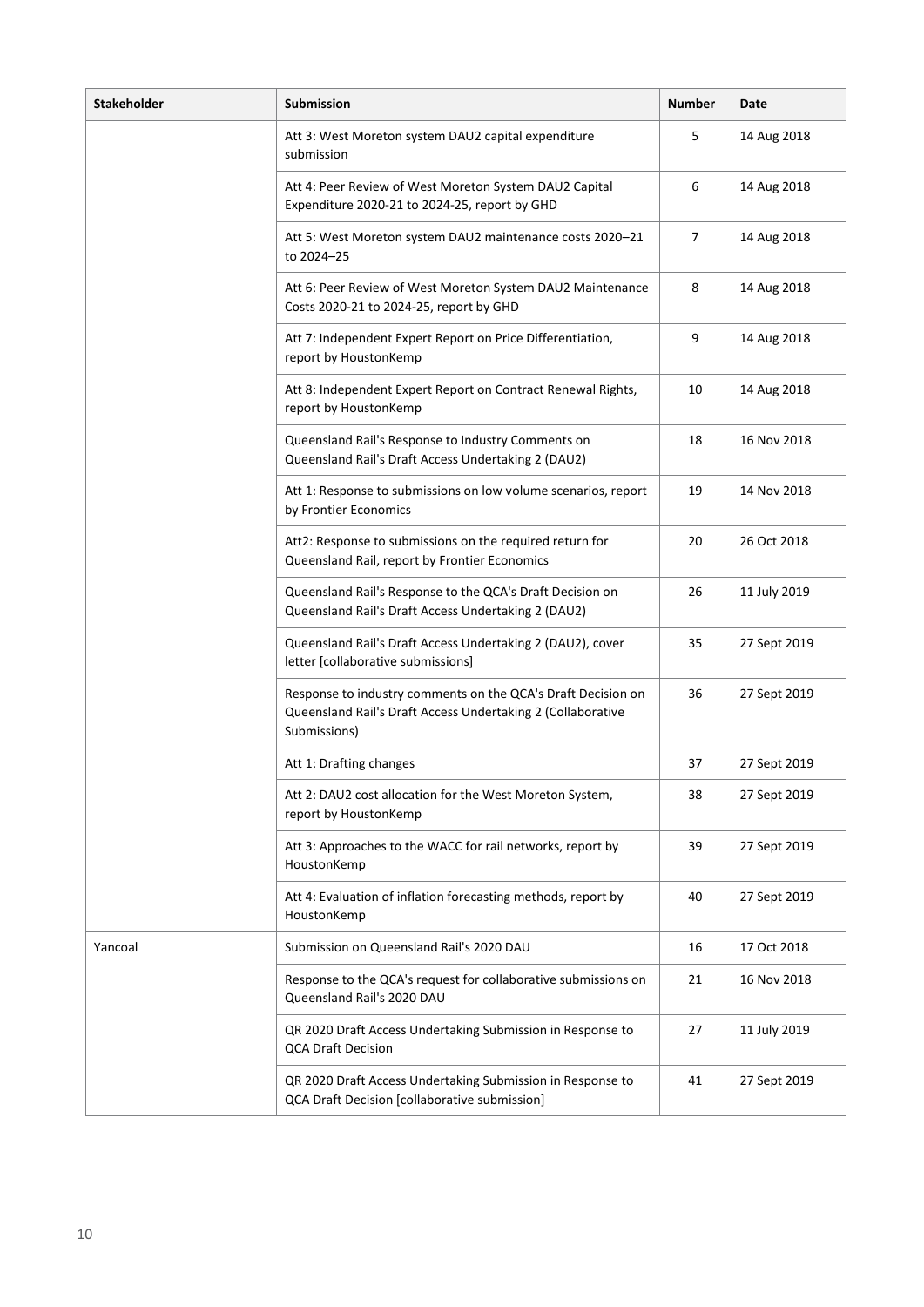| Stakeholder | Submission | Number | Date |
|---|---|---|---|
| | Att 3: West Moreton system DAU2 capital expenditure submission | 5 | 14 Aug 2018 |
| | Att 4: Peer Review of West Moreton System DAU2 Capital Expenditure 2020-21 to 2024-25, report by GHD | 6 | 14 Aug 2018 |
| | Att 5: West Moreton system DAU2 maintenance costs 2020–21 to 2024–25 | 7 | 14 Aug 2018 |
| | Att 6: Peer Review of West Moreton System DAU2 Maintenance Costs 2020-21 to 2024-25, report by GHD | 8 | 14 Aug 2018 |
| | Att 7: Independent Expert Report on Price Differentiation, report by HoustonKemp | 9 | 14 Aug 2018 |
| | Att 8: Independent Expert Report on Contract Renewal Rights, report by HoustonKemp | 10 | 14 Aug 2018 |
| | Queensland Rail's Response to Industry Comments on Queensland Rail's Draft Access Undertaking 2 (DAU2) | 18 | 16 Nov 2018 |
| | Att 1: Response to submissions on low volume scenarios, report by Frontier Economics | 19 | 14 Nov 2018 |
| | Att2: Response to submissions on the required return for Queensland Rail, report by Frontier Economics | 20 | 26 Oct 2018 |
| | Queensland Rail's Response to the QCA's Draft Decision on Queensland Rail's Draft Access Undertaking 2 (DAU2) | 26 | 11 July 2019 |
| | Queensland Rail's Draft Access Undertaking 2 (DAU2), cover letter [collaborative submissions] | 35 | 27 Sept 2019 |
| | Response to industry comments on the QCA's Draft Decision on Queensland Rail's Draft Access Undertaking 2 (Collaborative Submissions) | 36 | 27 Sept 2019 |
| | Att 1: Drafting changes | 37 | 27 Sept 2019 |
| | Att 2: DAU2 cost allocation for the West Moreton System, report by HoustonKemp | 38 | 27 Sept 2019 |
| | Att 3: Approaches to the WACC for rail networks, report by HoustonKemp | 39 | 27 Sept 2019 |
| | Att 4: Evaluation of inflation forecasting methods, report by HoustonKemp | 40 | 27 Sept 2019 |
| Yancoal | Submission on Queensland Rail's 2020 DAU | 16 | 17 Oct 2018 |
| | Response to the QCA's request for collaborative submissions on Queensland Rail's 2020 DAU | 21 | 16 Nov 2018 |
| | QR 2020 Draft Access Undertaking Submission in Response to QCA Draft Decision | 27 | 11 July 2019 |
| | QR 2020 Draft Access Undertaking Submission in Response to QCA Draft Decision [collaborative submission] | 41 | 27 Sept 2019 |